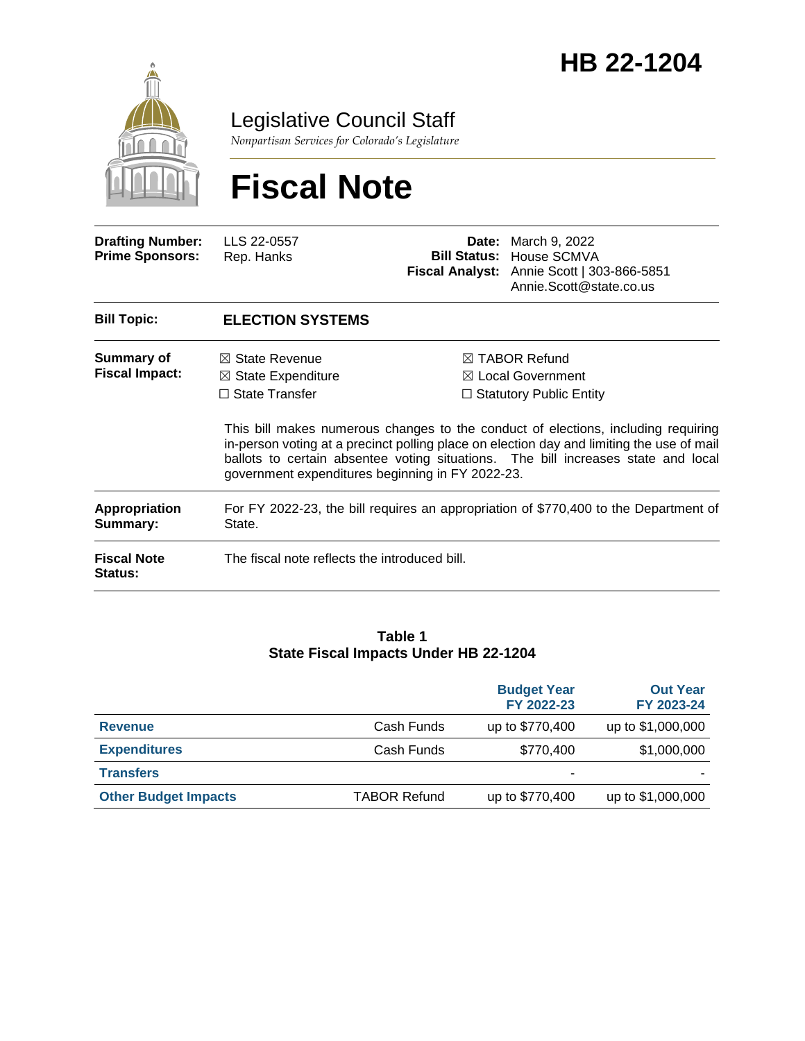# HB 22-1204

Legislative Council Staff

*Nonpartisan Services for Colorado's Legislature*

# Fiscal Note

| | | | |
|---|---|---|---|
| **Drafting Number:** | LLS 22-0557 | **Date:** | March 9, 2022 |
| **Prime Sponsors:** | Rep. Hanks | **Bill Status:** | House SCMVA |
| | | **Fiscal Analyst:** | Annie Scott \| 303-866-5851 Annie.Scott@state.co.us |

| | |
|---|---|
| **Bill Topic:** | **ELECTION SYSTEMS** |
| **Summary of Fiscal Impact:** | ☒ State Revenue ☒ State Expenditure ☐ State Transfer ☒ TABOR Refund ☒ Local Government ☐ Statutory Public Entity<br><br>This bill makes numerous changes to the conduct of elections, including requiring in-person voting at a precinct polling place on election day and limiting the use of mail ballots to certain absentee voting situations. The bill increases state and local government expenditures beginning in FY 2022-23. |
| **Appropriation Summary:** | For FY 2022-23, the bill requires an appropriation of $770,400 to the Department of State. |
| **Fiscal Note Status:** | The fiscal note reflects the introduced bill. |

**Table 1**
**State Fiscal Impacts Under HB 22-1204**

| | | Budget Year FY 2022-23 | Out Year FY 2023-24 |
|---|---|---|---|
| **Revenue** | Cash Funds | up to $770,400 | up to $1,000,000 |
| **Expenditures** | Cash Funds | $770,400 | $1,000,000 |
| **Transfers** | | - | - |
| **Other Budget Impacts** | TABOR Refund | up to $770,400 | up to $1,000,000 |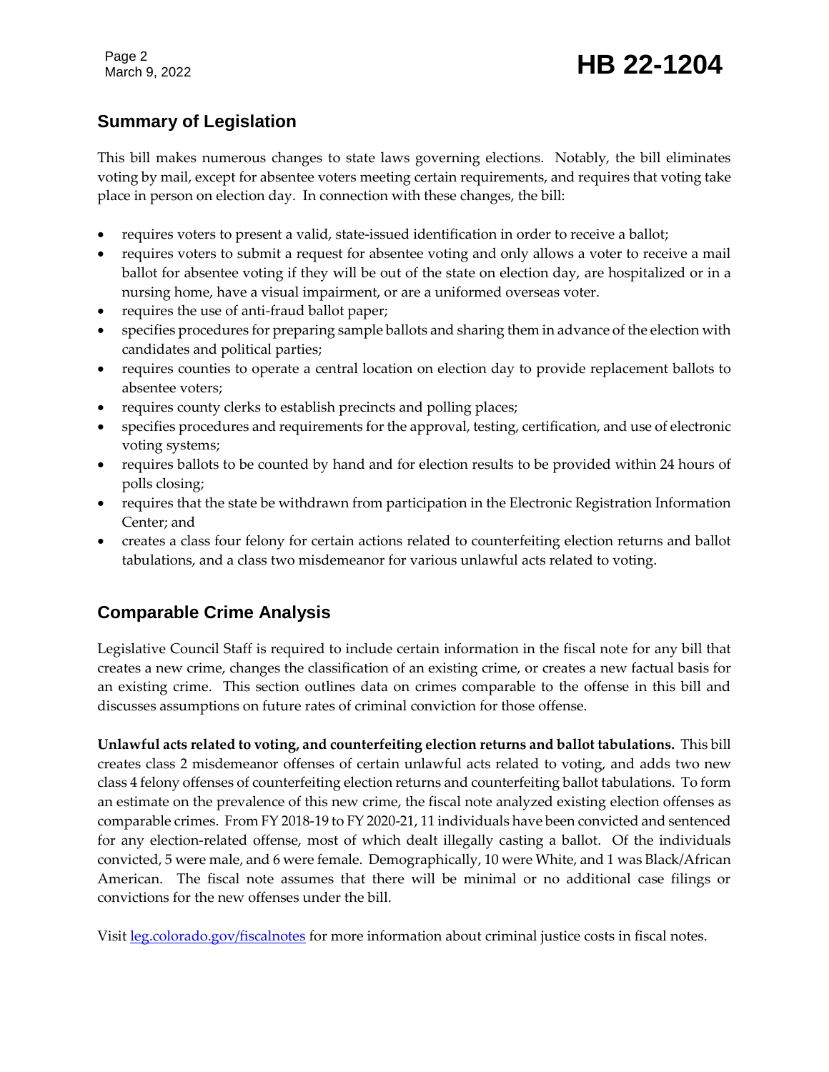## Summary of Legislation

This bill makes numerous changes to state laws governing elections. Notably, the bill eliminates voting by mail, except for absentee voters meeting certain requirements, and requires that voting take place in person on election day. In connection with these changes, the bill:

- requires voters to present a valid, state-issued identification in order to receive a ballot;
- requires voters to submit a request for absentee voting and only allows a voter to receive a mail ballot for absentee voting if they will be out of the state on election day, are hospitalized or in a nursing home, have a visual impairment, or are a uniformed overseas voter.
- requires the use of anti-fraud ballot paper;
- specifies procedures for preparing sample ballots and sharing them in advance of the election with candidates and political parties;
- requires counties to operate a central location on election day to provide replacement ballots to absentee voters;
- requires county clerks to establish precincts and polling places;
- specifies procedures and requirements for the approval, testing, certification, and use of electronic voting systems;
- requires ballots to be counted by hand and for election results to be provided within 24 hours of polls closing;
- requires that the state be withdrawn from participation in the Electronic Registration Information Center; and
- creates a class four felony for certain actions related to counterfeiting election returns and ballot tabulations, and a class two misdemeanor for various unlawful acts related to voting.

## Comparable Crime Analysis

Legislative Council Staff is required to include certain information in the fiscal note for any bill that creates a new crime, changes the classification of an existing crime, or creates a new factual basis for an existing crime. This section outlines data on crimes comparable to the offense in this bill and discusses assumptions on future rates of criminal conviction for those offense.

**Unlawful acts related to voting, and counterfeiting election returns and ballot tabulations.** This bill creates class 2 misdemeanor offenses of certain unlawful acts related to voting, and adds two new class 4 felony offenses of counterfeiting election returns and counterfeiting ballot tabulations. To form an estimate on the prevalence of this new crime, the fiscal note analyzed existing election offenses as comparable crimes. From FY 2018-19 to FY 2020-21, 11 individuals have been convicted and sentenced for any election-related offense, most of which dealt illegally casting a ballot. Of the individuals convicted, 5 were male, and 6 were female. Demographically, 10 were White, and 1 was Black/African American. The fiscal note assumes that there will be minimal or no additional case filings or convictions for the new offenses under the bill.

Visit [leg.colorado.gov/fiscalnotes](http://leg.colorado.gov/fiscalnotes) for more information about criminal justice costs in fiscal notes.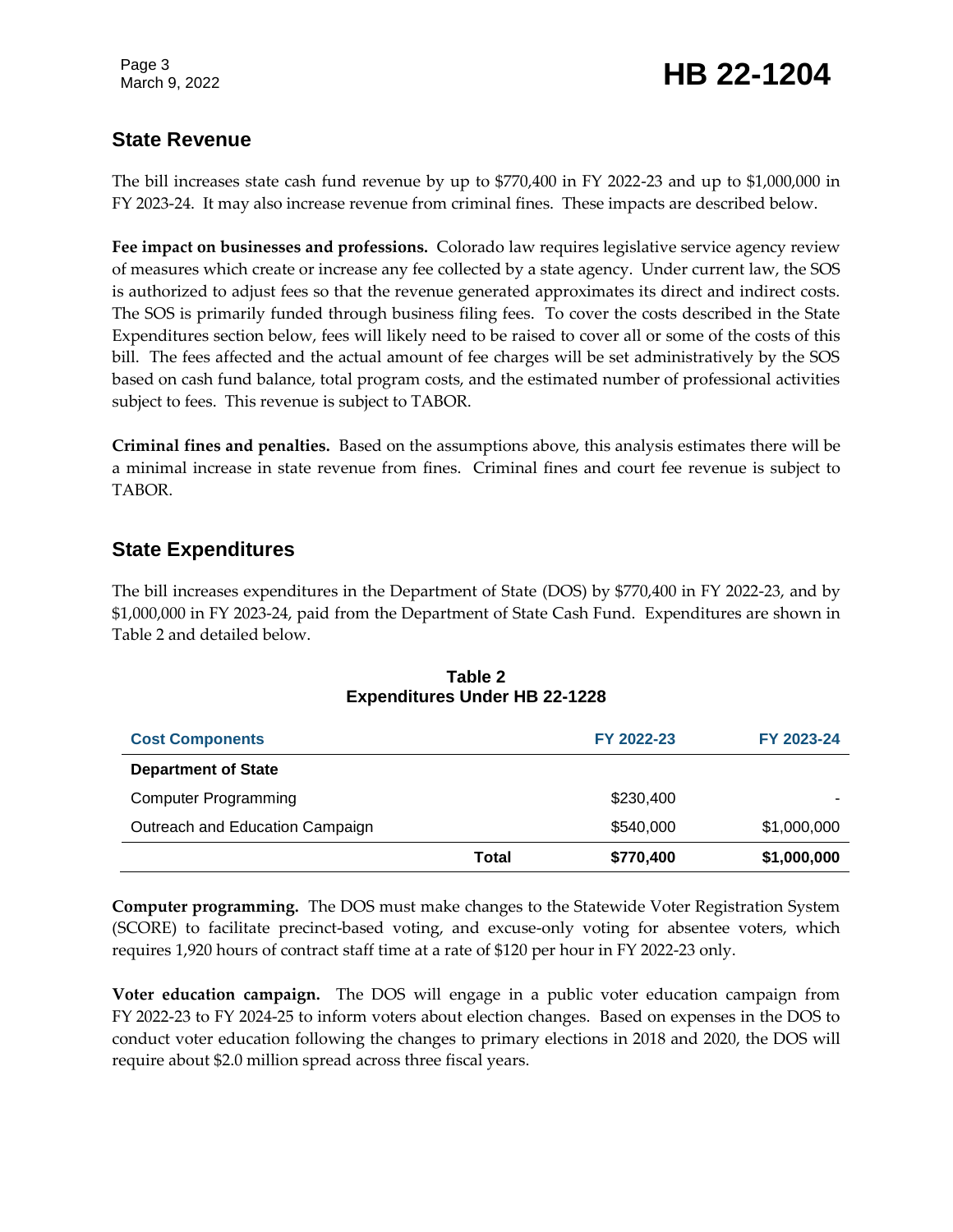## State Revenue

The bill increases state cash fund revenue by up to $770,400 in FY 2022-23 and up to $1,000,000 in FY 2023-24. It may also increase revenue from criminal fines. These impacts are described below.

**Fee impact on businesses and professions.** Colorado law requires legislative service agency review of measures which create or increase any fee collected by a state agency. Under current law, the SOS is authorized to adjust fees so that the revenue generated approximates its direct and indirect costs. The SOS is primarily funded through business filing fees. To cover the costs described in the State Expenditures section below, fees will likely need to be raised to cover all or some of the costs of this bill. The fees affected and the actual amount of fee charges will be set administratively by the SOS based on cash fund balance, total program costs, and the estimated number of professional activities subject to fees. This revenue is subject to TABOR.

**Criminal fines and penalties.** Based on the assumptions above, this analysis estimates there will be a minimal increase in state revenue from fines. Criminal fines and court fee revenue is subject to TABOR.

## State Expenditures

The bill increases expenditures in the Department of State (DOS) by $770,400 in FY 2022-23, and by $1,000,000 in FY 2023-24, paid from the Department of State Cash Fund. Expenditures are shown in Table 2 and detailed below.

**Table 2**
**Expenditures Under HB 22-1228**

| Cost Components | | FY 2022-23 | FY 2023-24 |
|---|---|---|---|
| **Department of State** | | | |
| Computer Programming | | $230,400 | - |
| Outreach and Education Campaign | | $540,000 | $1,000,000 |
| | **Total** | **$770,400** | **$1,000,000** |

**Computer programming.** The DOS must make changes to the Statewide Voter Registration System (SCORE) to facilitate precinct-based voting, and excuse-only voting for absentee voters, which requires 1,920 hours of contract staff time at a rate of $120 per hour in FY 2022-23 only.

**Voter education campaign.** The DOS will engage in a public voter education campaign from FY 2022-23 to FY 2024-25 to inform voters about election changes. Based on expenses in the DOS to conduct voter education following the changes to primary elections in 2018 and 2020, the DOS will require about $2.0 million spread across three fiscal years.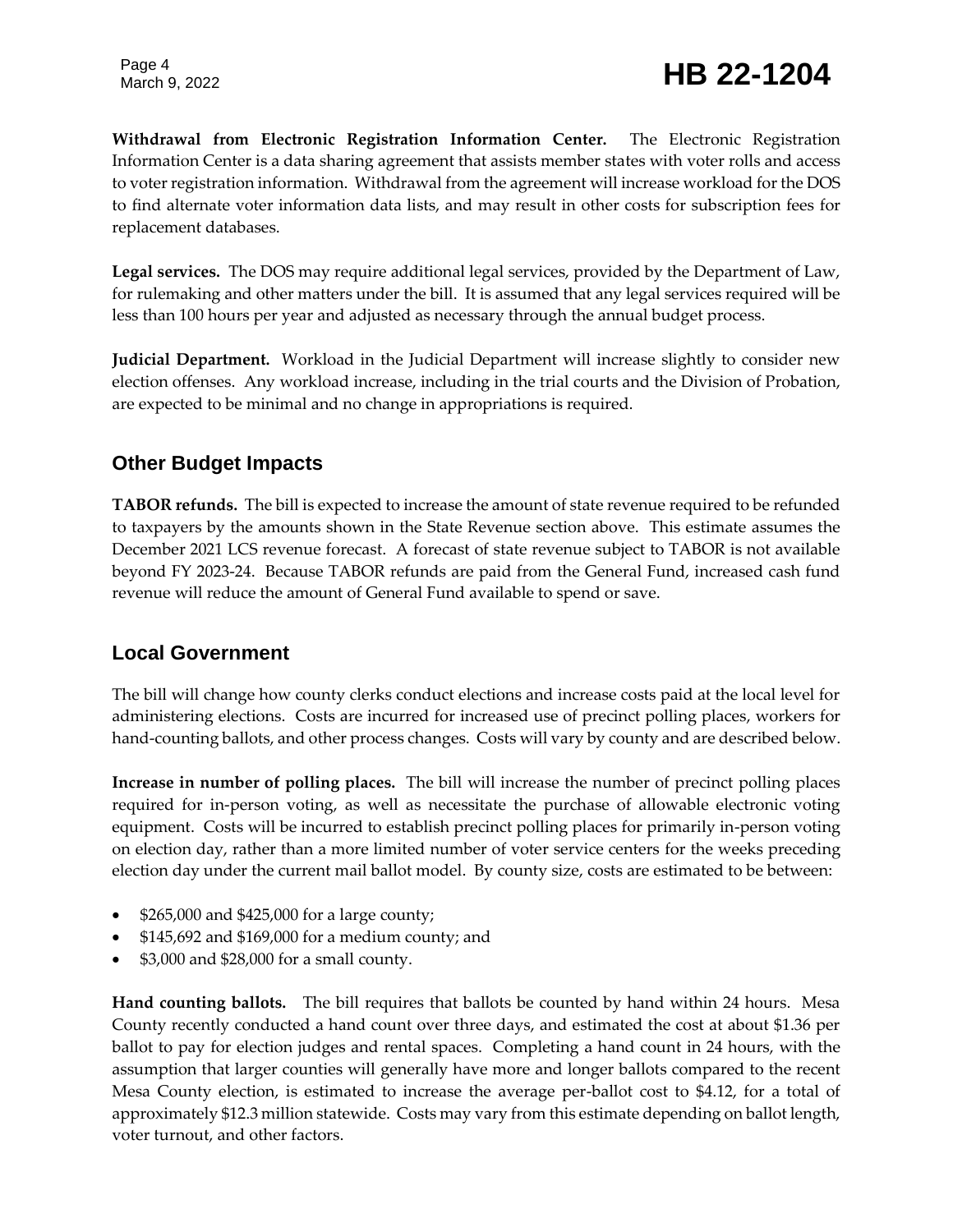**Withdrawal from Electronic Registration Information Center.** The Electronic Registration Information Center is a data sharing agreement that assists member states with voter rolls and access to voter registration information. Withdrawal from the agreement will increase workload for the DOS to find alternate voter information data lists, and may result in other costs for subscription fees for replacement databases.

**Legal services.** The DOS may require additional legal services, provided by the Department of Law, for rulemaking and other matters under the bill. It is assumed that any legal services required will be less than 100 hours per year and adjusted as necessary through the annual budget process.

**Judicial Department.** Workload in the Judicial Department will increase slightly to consider new election offenses. Any workload increase, including in the trial courts and the Division of Probation, are expected to be minimal and no change in appropriations is required.

## Other Budget Impacts

**TABOR refunds.** The bill is expected to increase the amount of state revenue required to be refunded to taxpayers by the amounts shown in the State Revenue section above. This estimate assumes the December 2021 LCS revenue forecast. A forecast of state revenue subject to TABOR is not available beyond FY 2023-24. Because TABOR refunds are paid from the General Fund, increased cash fund revenue will reduce the amount of General Fund available to spend or save.

## Local Government

The bill will change how county clerks conduct elections and increase costs paid at the local level for administering elections. Costs are incurred for increased use of precinct polling places, workers for hand-counting ballots, and other process changes. Costs will vary by county and are described below.

**Increase in number of polling places.** The bill will increase the number of precinct polling places required for in-person voting, as well as necessitate the purchase of allowable electronic voting equipment. Costs will be incurred to establish precinct polling places for primarily in-person voting on election day, rather than a more limited number of voter service centers for the weeks preceding election day under the current mail ballot model. By county size, costs are estimated to be between:

- $265,000 and $425,000 for a large county;
- $145,692 and $169,000 for a medium county; and
- $3,000 and $28,000 for a small county.

**Hand counting ballots.** The bill requires that ballots be counted by hand within 24 hours. Mesa County recently conducted a hand count over three days, and estimated the cost at about $1.36 per ballot to pay for election judges and rental spaces. Completing a hand count in 24 hours, with the assumption that larger counties will generally have more and longer ballots compared to the recent Mesa County election, is estimated to increase the average per-ballot cost to $4.12, for a total of approximately $12.3 million statewide. Costs may vary from this estimate depending on ballot length, voter turnout, and other factors.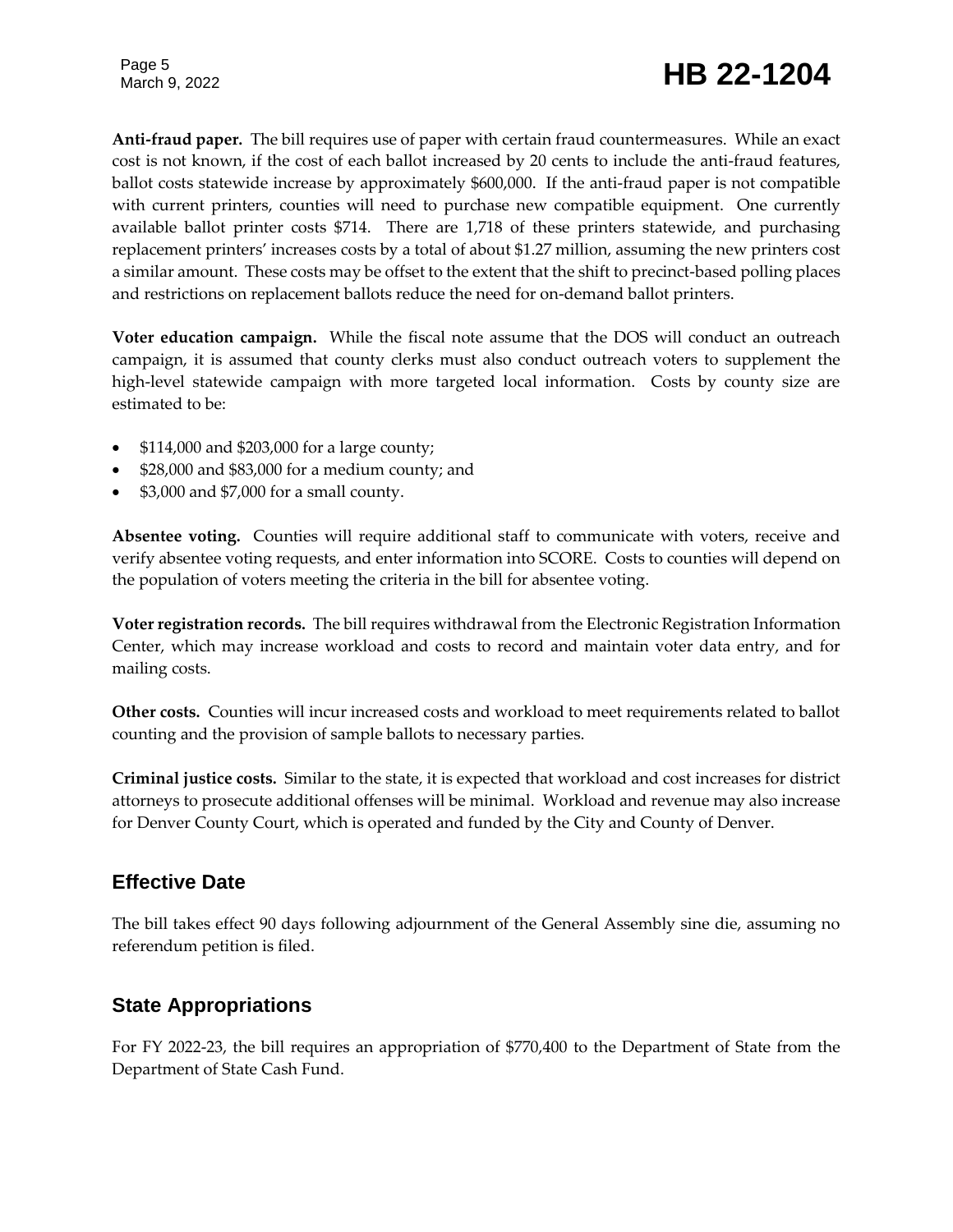**Anti-fraud paper.** The bill requires use of paper with certain fraud countermeasures. While an exact cost is not known, if the cost of each ballot increased by 20 cents to include the anti-fraud features, ballot costs statewide increase by approximately $600,000. If the anti-fraud paper is not compatible with current printers, counties will need to purchase new compatible equipment. One currently available ballot printer costs $714. There are 1,718 of these printers statewide, and purchasing replacement printers' increases costs by a total of about $1.27 million, assuming the new printers cost a similar amount. These costs may be offset to the extent that the shift to precinct-based polling places and restrictions on replacement ballots reduce the need for on-demand ballot printers.

**Voter education campaign.** While the fiscal note assume that the DOS will conduct an outreach campaign, it is assumed that county clerks must also conduct outreach voters to supplement the high-level statewide campaign with more targeted local information. Costs by county size are estimated to be:

- $114,000 and $203,000 for a large county;
- $28,000 and $83,000 for a medium county; and
- $3,000 and $7,000 for a small county.

**Absentee voting.** Counties will require additional staff to communicate with voters, receive and verify absentee voting requests, and enter information into SCORE. Costs to counties will depend on the population of voters meeting the criteria in the bill for absentee voting.

**Voter registration records.** The bill requires withdrawal from the Electronic Registration Information Center, which may increase workload and costs to record and maintain voter data entry, and for mailing costs.

**Other costs.** Counties will incur increased costs and workload to meet requirements related to ballot counting and the provision of sample ballots to necessary parties.

**Criminal justice costs.** Similar to the state, it is expected that workload and cost increases for district attorneys to prosecute additional offenses will be minimal. Workload and revenue may also increase for Denver County Court, which is operated and funded by the City and County of Denver.

## Effective Date

The bill takes effect 90 days following adjournment of the General Assembly sine die, assuming no referendum petition is filed.

## State Appropriations

For FY 2022-23, the bill requires an appropriation of $770,400 to the Department of State from the Department of State Cash Fund.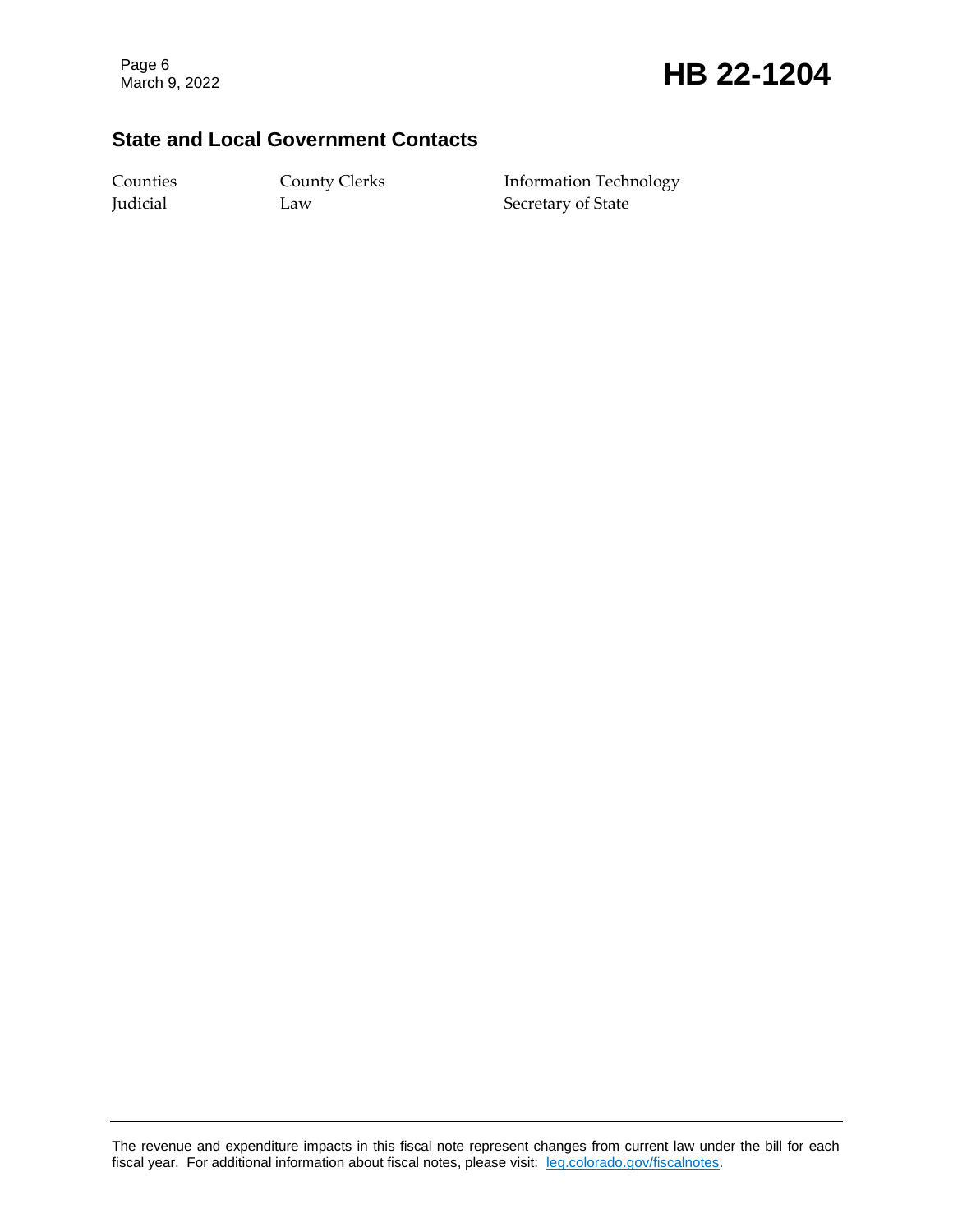## State and Local Government Contacts

| | | |
|---|---|---|
| Counties | County Clerks | Information Technology |
| Judicial | Law | Secretary of State |

The revenue and expenditure impacts in this fiscal note represent changes from current law under the bill for each fiscal year. For additional information about fiscal notes, please visit: leg.colorado.gov/fiscalnotes.